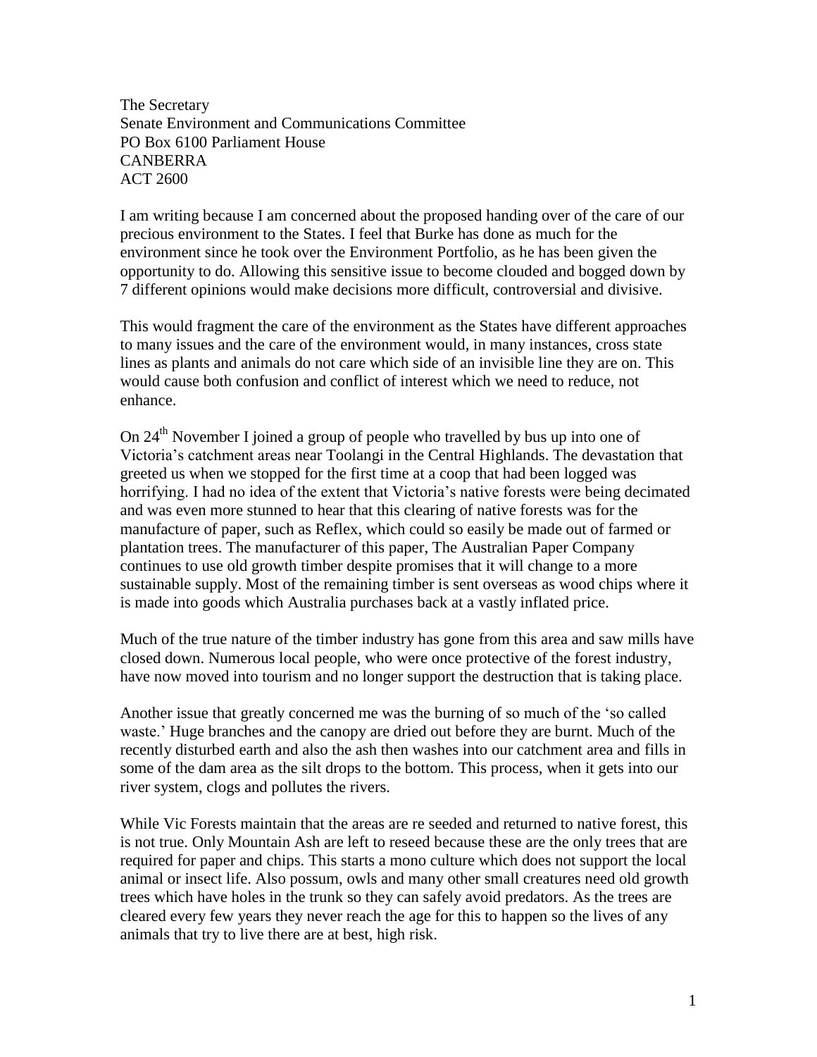The Secretary
Senate Environment and Communications Committee
PO Box 6100 Parliament House
CANBERRA
ACT 2600

I am writing because I am concerned about the proposed handing over of the care of our precious environment to the States. I feel that Burke has done as much for the environment since he took over the Environment Portfolio, as he has been given the opportunity to do. Allowing this sensitive issue to become clouded and bogged down by 7 different opinions would make decisions more difficult, controversial and divisive.

This would fragment the care of the environment as the States have different approaches to many issues and the care of the environment would, in many instances, cross state lines as plants and animals do not care which side of an invisible line they are on. This would cause both confusion and conflict of interest which we need to reduce, not enhance.

On 24th November I joined a group of people who travelled by bus up into one of Victoria's catchment areas near Toolangi in the Central Highlands. The devastation that greeted us when we stopped for the first time at a coop that had been logged was horrifying. I had no idea of the extent that Victoria's native forests were being decimated and was even more stunned to hear that this clearing of native forests was for the manufacture of paper, such as Reflex, which could so easily be made out of farmed or plantation trees. The manufacturer of this paper, The Australian Paper Company continues to use old growth timber despite promises that it will change to a more sustainable supply. Most of the remaining timber is sent overseas as wood chips where it is made into goods which Australia purchases back at a vastly inflated price.

Much of the true nature of the timber industry has gone from this area and saw mills have closed down. Numerous local people, who were once protective of the forest industry, have now moved into tourism and no longer support the destruction that is taking place.

Another issue that greatly concerned me was the burning of so much of the 'so called waste.' Huge branches and the canopy are dried out before they are burnt. Much of the recently disturbed earth and also the ash then washes into our catchment area and fills in some of the dam area as the silt drops to the bottom. This process, when it gets into our river system, clogs and pollutes the rivers.

While Vic Forests maintain that the areas are re seeded and returned to native forest, this is not true. Only Mountain Ash are left to reseed because these are the only trees that are required for paper and chips. This starts a mono culture which does not support the local animal or insect life. Also possum, owls and many other small creatures need old growth trees which have holes in the trunk so they can safely avoid predators. As the trees are cleared every few years they never reach the age for this to happen so the lives of any animals that try to live there are at best, high risk.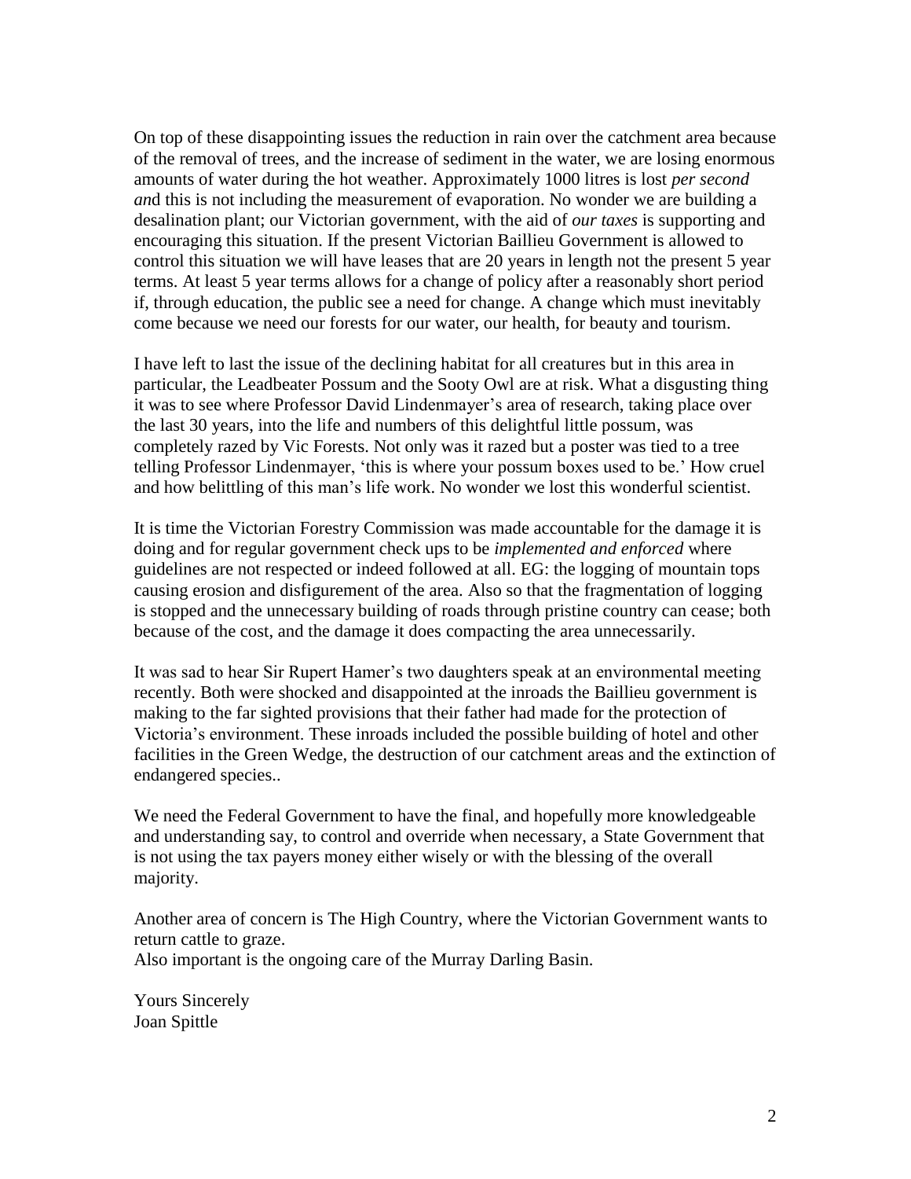On top of these disappointing issues the reduction in rain over the catchment area because of the removal of trees, and the increase of sediment in the water, we are losing enormous amounts of water during the hot weather. Approximately 1000 litres is lost *per second and* this is not including the measurement of evaporation. No wonder we are building a desalination plant; our Victorian government, with the aid of *our taxes* is supporting and encouraging this situation. If the present Victorian Baillieu Government is allowed to control this situation we will have leases that are 20 years in length not the present 5 year terms. At least 5 year terms allows for a change of policy after a reasonably short period if, through education, the public see a need for change. A change which must inevitably come because we need our forests for our water, our health, for beauty and tourism.

I have left to last the issue of the declining habitat for all creatures but in this area in particular, the Leadbeater Possum and the Sooty Owl are at risk. What a disgusting thing it was to see where Professor David Lindenmayer's area of research, taking place over the last 30 years, into the life and numbers of this delightful little possum, was completely razed by Vic Forests. Not only was it razed but a poster was tied to a tree telling Professor Lindenmayer, 'this is where your possum boxes used to be.' How cruel and how belittling of this man's life work. No wonder we lost this wonderful scientist.

It is time the Victorian Forestry Commission was made accountable for the damage it is doing and for regular government check ups to be *implemented and enforced* where guidelines are not respected or indeed followed at all. EG: the logging of mountain tops causing erosion and disfigurement of the area. Also so that the fragmentation of logging is stopped and the unnecessary building of roads through pristine country can cease; both because of the cost, and the damage it does compacting the area unnecessarily.

It was sad to hear Sir Rupert Hamer's two daughters speak at an environmental meeting recently. Both were shocked and disappointed at the inroads the Baillieu government is making to the far sighted provisions that their father had made for the protection of Victoria's environment. These inroads included the possible building of hotel and other facilities in the Green Wedge, the destruction of our catchment areas and the extinction of endangered species..

We need the Federal Government to have the final, and hopefully more knowledgeable and understanding say, to control and override when necessary, a State Government that is not using the tax payers money either wisely or with the blessing of the overall majority.

Another area of concern is The High Country, where the Victorian Government wants to return cattle to graze.
Also important is the ongoing care of the Murray Darling Basin.

Yours Sincerely
Joan Spittle